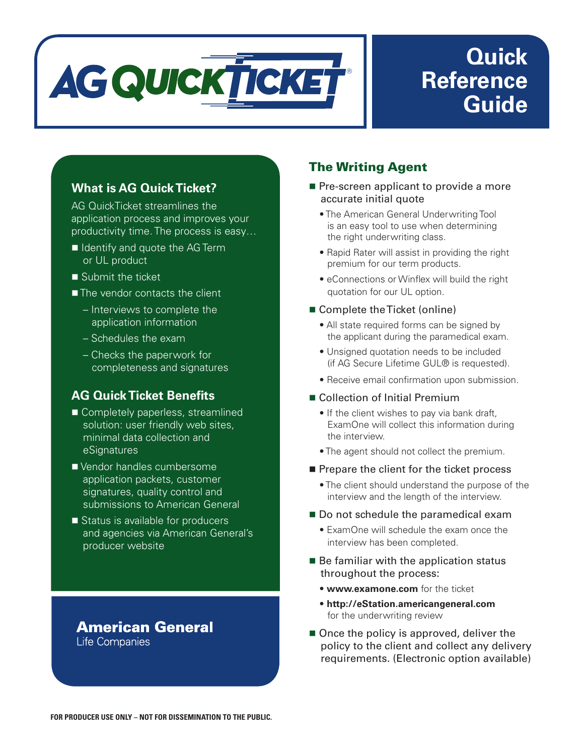# AG QUICKTICKET®

# Quick Reference Guide

## What is AG Quick Ticket?

AG QuickTicket streamlines the application process and improves your productivity time. The process is easy…

- Identify and quote the AG Term or UL product
- Submit the ticket
- The vendor contacts the client
  - Interviews to complete the application information
  - Schedules the exam
  - Checks the paperwork for completeness and signatures

## AG Quick Ticket Benefits

- Completely paperless, streamlined solution: user friendly web sites, minimal data collection and eSignatures
- Vendor handles cumbersome application packets, customer signatures, quality control and submissions to American General
- Status is available for producers and agencies via American General's producer website

**American General**
Life Companies

## The Writing Agent

- Pre-screen applicant to provide a more accurate initial quote
  - The American General Underwriting Tool is an easy tool to use when determining the right underwriting class.
  - Rapid Rater will assist in providing the right premium for our term products.
  - eConnections or Winflex will build the right quotation for our UL option.
- Complete the Ticket (online)
  - All state required forms can be signed by the applicant during the paramedical exam.
  - Unsigned quotation needs to be included (if AG Secure Lifetime GUL® is requested).
  - Receive email confirmation upon submission.
- Collection of Initial Premium
  - If the client wishes to pay via bank draft, ExamOne will collect this information during the interview.
  - The agent should not collect the premium.
- Prepare the client for the ticket process
  - The client should understand the purpose of the interview and the length of the interview.
- Do not schedule the paramedical exam
  - ExamOne will schedule the exam once the interview has been completed.
- Be familiar with the application status throughout the process:
  - **www.examone.com** for the ticket
  - **http://eStation.americangeneral.com** for the underwriting review
- Once the policy is approved, deliver the policy to the client and collect any delivery requirements. (Electronic option available)

**FOR PRODUCER USE ONLY – NOT FOR DISSEMINATION TO THE PUBLIC.**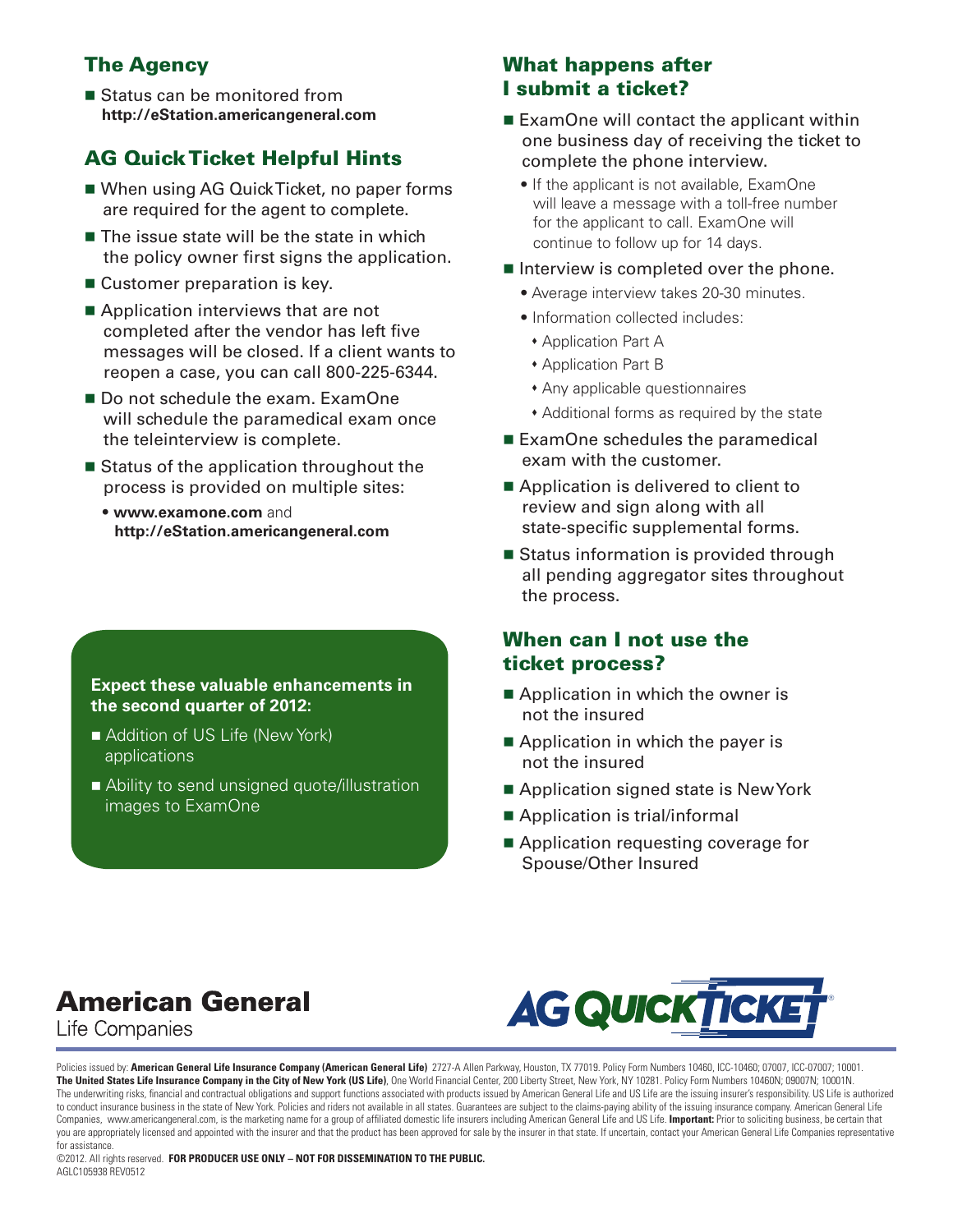## The Agency

- Status can be monitored from **http://eStation.americangeneral.com**

## AG QuickTicket Helpful Hints

- When using AG QuickTicket, no paper forms are required for the agent to complete.
- The issue state will be the state in which the policy owner first signs the application.
- Customer preparation is key.
- Application interviews that are not completed after the vendor has left five messages will be closed. If a client wants to reopen a case, you can call 800-225-6344.
- Do not schedule the exam. ExamOne will schedule the paramedical exam once the teleinterview is complete.
- Status of the application throughout the process is provided on multiple sites:
  - **www.examone.com** and **http://eStation.americangeneral.com**

**Expect these valuable enhancements in the second quarter of 2012:**

- Addition of US Life (New York) applications
- Ability to send unsigned quote/illustration images to ExamOne

## What happens after I submit a ticket?

- ExamOne will contact the applicant within one business day of receiving the ticket to complete the phone interview.
  - If the applicant is not available, ExamOne will leave a message with a toll-free number for the applicant to call. ExamOne will continue to follow up for 14 days.
- Interview is completed over the phone.
  - Average interview takes 20-30 minutes.
  - Information collected includes:
    - Application Part A
    - Application Part B
    - Any applicable questionnaires
    - Additional forms as required by the state
- ExamOne schedules the paramedical exam with the customer.
- Application is delivered to client to review and sign along with all state-specific supplemental forms.
- Status information is provided through all pending aggregator sites throughout the process.

## When can I not use the ticket process?

- Application in which the owner is not the insured
- Application in which the payer is not the insured
- Application signed state is New York
- Application is trial/informal
- Application requesting coverage for Spouse/Other Insured

**American General**
Life Companies

AG QUICKTICKET®

Policies issued by: **American General Life Insurance Company (American General Life)** 2727-A Allen Parkway, Houston, TX 77019. Policy Form Numbers 10460, ICC-10460; 07007, ICC-07007; 10001. **The United States Life Insurance Company in the City of New York (US Life)**, One World Financial Center, 200 Liberty Street, New York, NY 10281. Policy Form Numbers 10460N; 09007N; 10001N. The underwriting risks, financial and contractual obligations and support functions associated with products issued by American General Life and US Life are the issuing insurer's responsibility. US Life is authorized to conduct insurance business in the state of New York. Policies and riders not available in all states. Guarantees are subject to the claims-paying ability of the issuing insurance company. American General Life Companies, www.americangeneral.com, is the marketing name for a group of affiliated domestic life insurers including American General Life and US Life. **Important:** Prior to soliciting business, be certain that you are appropriately licensed and appointed with the insurer and that the product has been approved for sale by the insurer in that state. If uncertain, contact your American General Life Companies representative for assistance.

©2012. All rights reserved. **FOR PRODUCER USE ONLY – NOT FOR DISSEMINATION TO THE PUBLIC.**
AGLC105938 REV0512